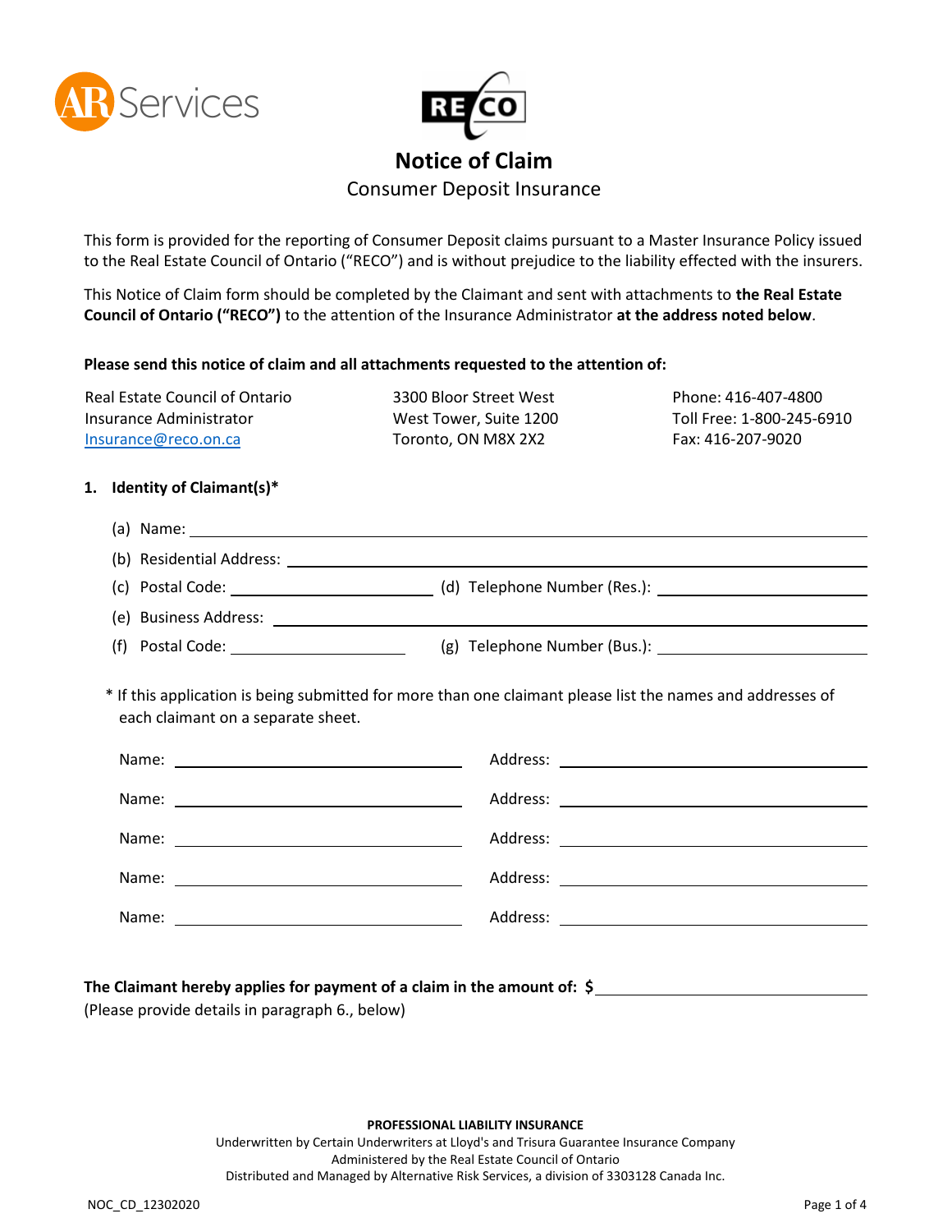# Notice of Claim

## Consumer Deposit Insurance

This form is provided for the reporting of Consumer Deposit claims pursuant to a Master Insurance Policy issued to the Real Estate Council of Ontario ("RECO") and is without prejudice to the liability effected with the insurers.

This Notice of Claim form should be completed by the Claimant and sent with attachments to **the Real Estate Council of Ontario ("RECO")** to the attention of the Insurance Administrator **at the address noted below**.

**Please send this notice of claim and all attachments requested to the attention of:**

Real Estate Council of Ontario
Insurance Administrator
Insurance@reco.on.ca

3300 Bloor Street West
West Tower, Suite 1200
Toronto, ON M8X 2X2

Phone: 416-407-4800
Toll Free: 1-800-245-6910
Fax: 416-207-9020

**1. Identity of Claimant(s)***

(a) Name: ______________________________

(b) Residential Address: ______________________________

(c) Postal Code: ______________ (d) Telephone Number (Res.): ______________

(e) Business Address: ______________________________

(f) Postal Code: ______________ (g) Telephone Number (Bus.): ______________

\* If this application is being submitted for more than one claimant please list the names and addresses of each claimant on a separate sheet.

Name: ______________ Address: ______________

Name: ______________ Address: ______________

Name: ______________ Address: ______________

Name: ______________ Address: ______________

Name: ______________ Address: ______________

**The Claimant hereby applies for payment of a claim in the amount of: $** ______________
(Please provide details in paragraph 6., below)

**PROFESSIONAL LIABILITY INSURANCE**
Underwritten by Certain Underwriters at Lloyd's and Trisura Guarantee Insurance Company
Administered by the Real Estate Council of Ontario
Distributed and Managed by Alternative Risk Services, a division of 3303128 Canada Inc.

NOC_CD_12302020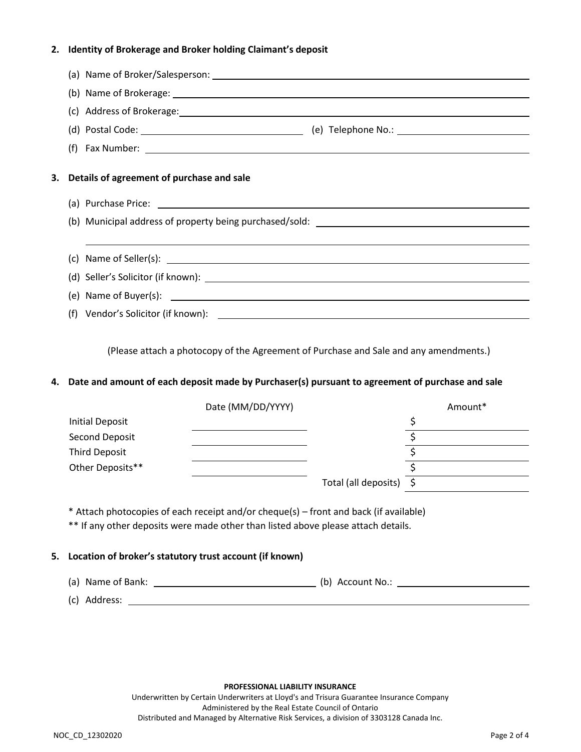**2. Identity of Brokerage and Broker holding Claimant's deposit**

(a) Name of Broker/Salesperson: ______________________________

(b) Name of Brokerage: ______________________________

(c) Address of Brokerage: ______________________________

(d) Postal Code: ______________ (e) Telephone No.: ______________

(f) Fax Number: ______________________________

**3. Details of agreement of purchase and sale**

(a) Purchase Price: ______________________________

(b) Municipal address of property being purchased/sold: ______________________________

______________________________

(c) Name of Seller(s): ______________________________

(d) Seller's Solicitor (if known): ______________________________

(e) Name of Buyer(s): ______________________________

(f) Vendor's Solicitor (if known): ______________________________

(Please attach a photocopy of the Agreement of Purchase and Sale and any amendments.)

**4. Date and amount of each deposit made by Purchaser(s) pursuant to agreement of purchase and sale**

| | Date (MM/DD/YYYY) | | Amount* |
|---|---|---|---|
| Initial Deposit | | | $ |
| Second Deposit | | | $ |
| Third Deposit | | | $ |
| Other Deposits** | | | $ |
| | | Total (all deposits) | $ |

\* Attach photocopies of each receipt and/or cheque(s) – front and back (if available)

** If any other deposits were made other than listed above please attach details.

**5. Location of broker's statutory trust account (if known)**

(a) Name of Bank: ______________ (b) Account No.: ______________

(c) Address: ______________________________

**PROFESSIONAL LIABILITY INSURANCE**

Underwritten by Certain Underwriters at Lloyd's and Trisura Guarantee Insurance Company

Administered by the Real Estate Council of Ontario

Distributed and Managed by Alternative Risk Services, a division of 3303128 Canada Inc.

NOC_CD_12302020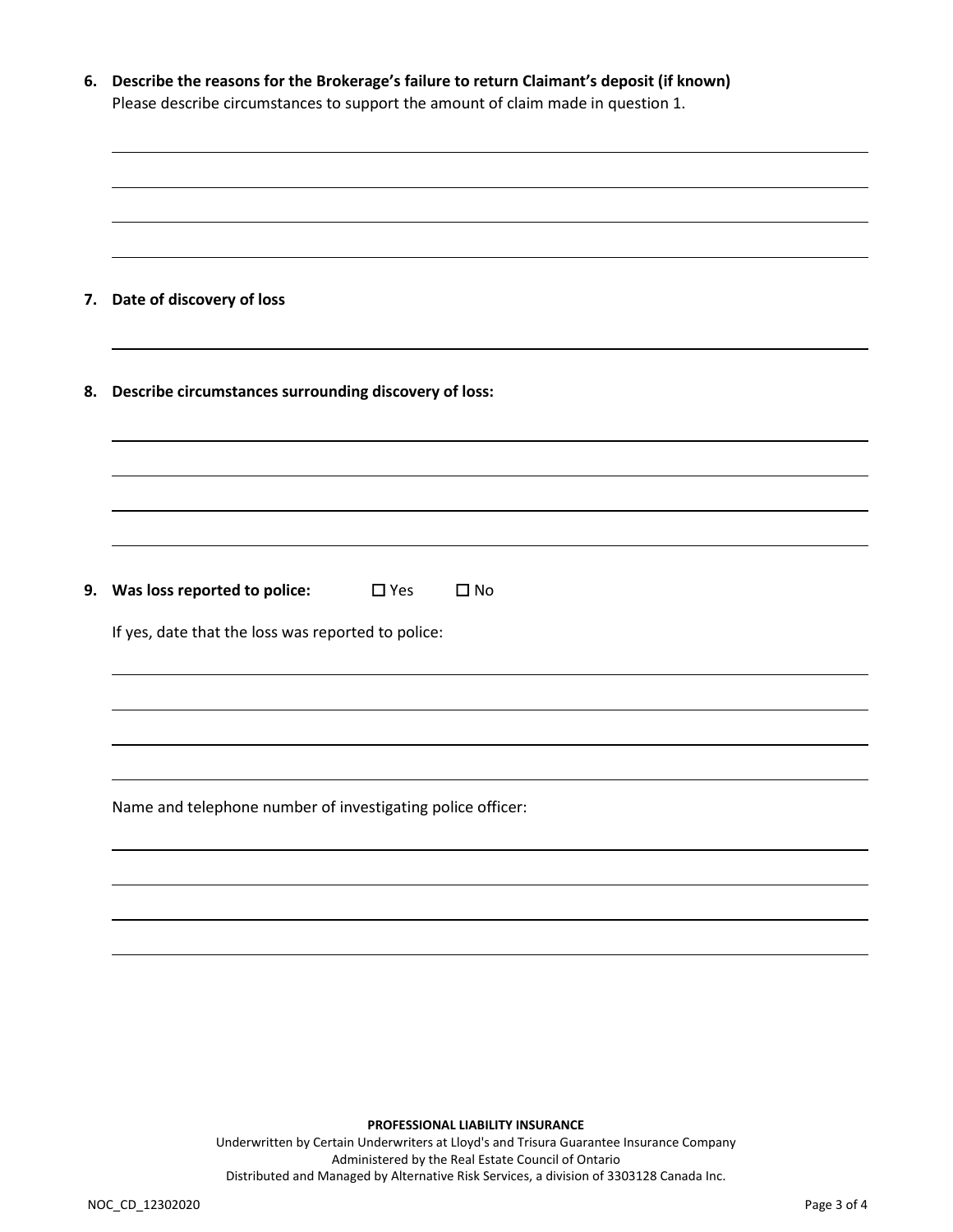**6. Describe the reasons for the Brokerage's failure to return Claimant's deposit (if known)**

Please describe circumstances to support the amount of claim made in question 1.

**7. Date of discovery of loss**

**8. Describe circumstances surrounding discovery of loss:**

**9. Was loss reported to police:** ☐ Yes ☐ No

If yes, date that the loss was reported to police:

Name and telephone number of investigating police officer:

**PROFESSIONAL LIABILITY INSURANCE**

Underwritten by Certain Underwriters at Lloyd's and Trisura Guarantee Insurance Company

Administered by the Real Estate Council of Ontario

Distributed and Managed by Alternative Risk Services, a division of 3303128 Canada Inc.

NOC_CD_12302020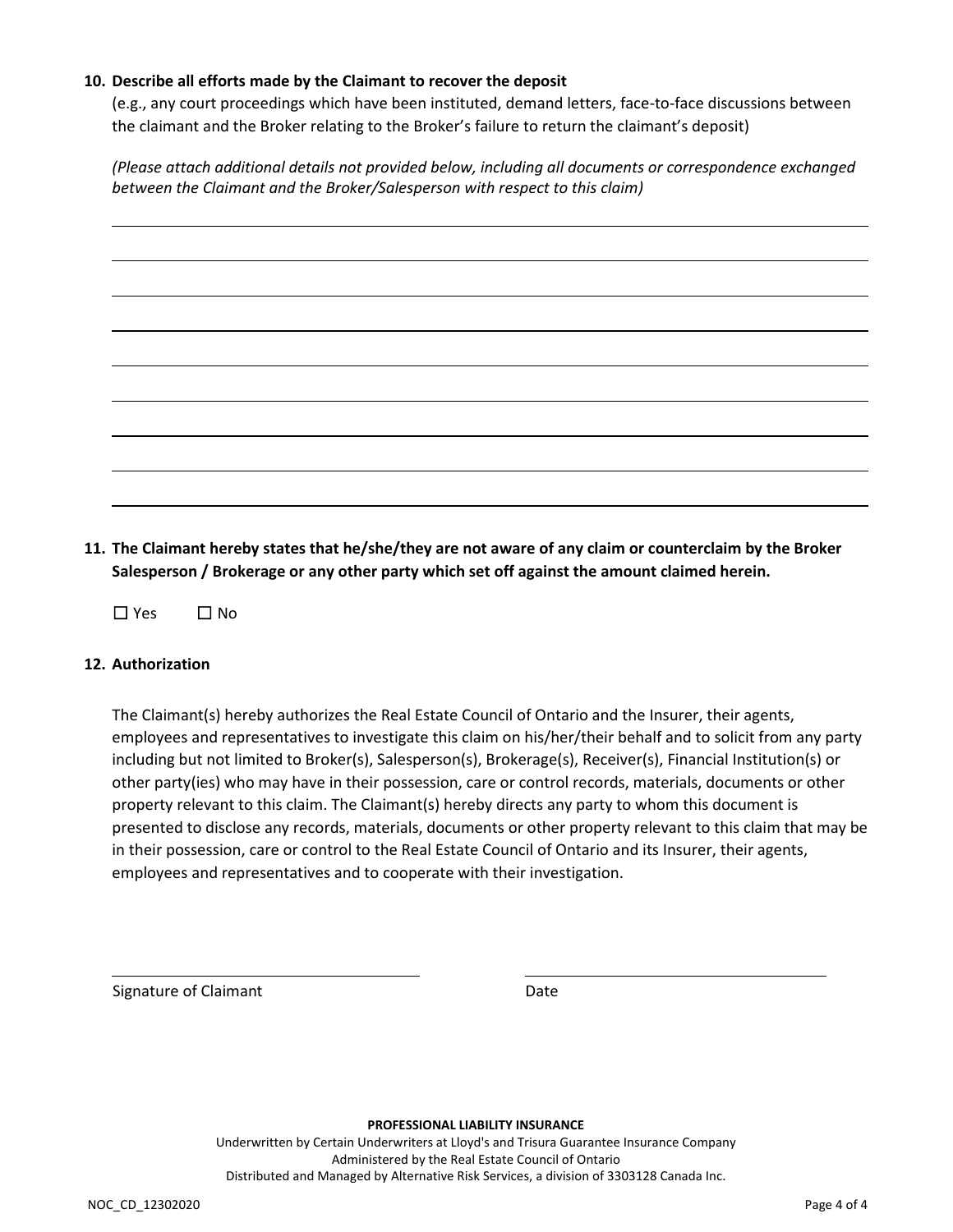**10. Describe all efforts made by the Claimant to recover the deposit**

(e.g., any court proceedings which have been instituted, demand letters, face-to-face discussions between the claimant and the Broker relating to the Broker's failure to return the claimant's deposit)

*(Please attach additional details not provided below, including all documents or correspondence exchanged between the Claimant and the Broker/Salesperson with respect to this claim)*

**11. The Claimant hereby states that he/she/they are not aware of any claim or counterclaim by the Broker Salesperson / Brokerage or any other party which set off against the amount claimed herein.**

☐ Yes ☐ No

**12. Authorization**

The Claimant(s) hereby authorizes the Real Estate Council of Ontario and the Insurer, their agents, employees and representatives to investigate this claim on his/her/their behalf and to solicit from any party including but not limited to Broker(s), Salesperson(s), Brokerage(s), Receiver(s), Financial Institution(s) or other party(ies) who may have in their possession, care or control records, materials, documents or other property relevant to this claim. The Claimant(s) hereby directs any party to whom this document is presented to disclose any records, materials, documents or other property relevant to this claim that may be in their possession, care or control to the Real Estate Council of Ontario and its Insurer, their agents, employees and representatives and to cooperate with their investigation.

Signature of Claimant

Date

**PROFESSIONAL LIABILITY INSURANCE**

Underwritten by Certain Underwriters at Lloyd's and Trisura Guarantee Insurance Company

Administered by the Real Estate Council of Ontario

Distributed and Managed by Alternative Risk Services, a division of 3303128 Canada Inc.

NOC_CD_12302020